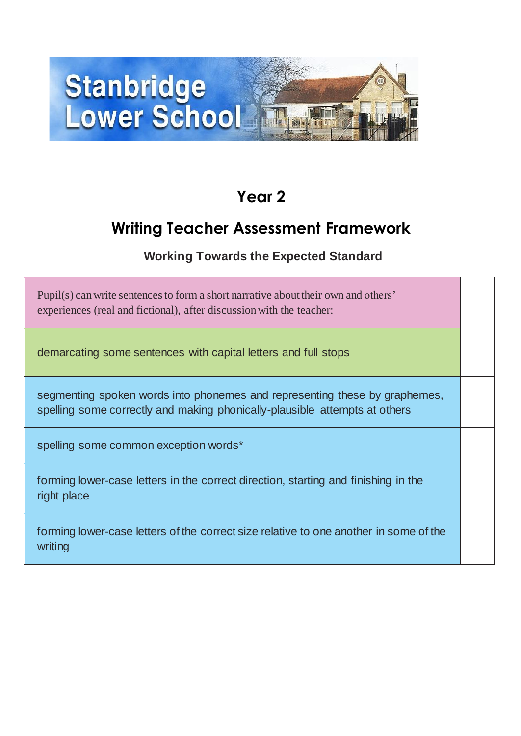# Stanbridge Lower School

## Year 2

## Writing Teacher Assessment Framework

### Working Towards the Expected Standard

| | |
|---|---|
| Pupil(s) can write sentences to form a short narrative about their own and others' experiences (real and fictional), after discussion with the teacher: | |
| demarcating some sentences with capital letters and full stops | |
| segmenting spoken words into phonemes and representing these by graphemes, spelling some correctly and making phonically-plausible attempts at others | |
| spelling some common exception words* | |
| forming lower-case letters in the correct direction, starting and finishing in the right place | |
| forming lower-case letters of the correct size relative to one another in some of the writing | |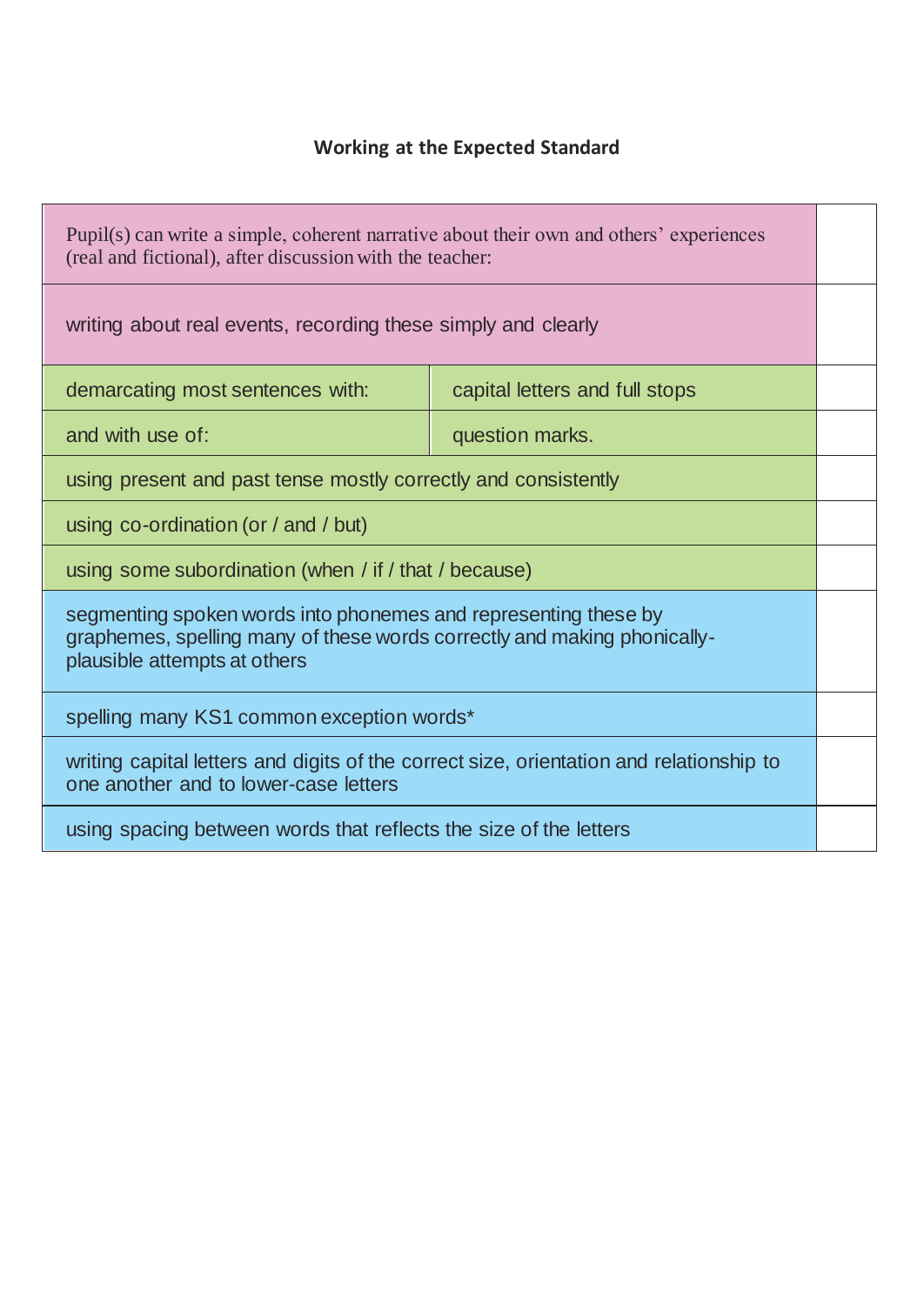**Working at the Expected Standard**

| | | |
|---|---|---|
| Pupil(s) can write a simple, coherent narrative about their own and others' experiences (real and fictional), after discussion with the teacher: | | |
| writing about real events, recording these simply and clearly | | |
| demarcating most sentences with: | capital letters and full stops | |
| and with use of: | question marks. | |
| using present and past tense mostly correctly and consistently | | |
| using co-ordination (or / and / but) | | |
| using some subordination (when / if / that / because) | | |
| segmenting spoken words into phonemes and representing these by graphemes, spelling many of these words correctly and making phonically-plausible attempts at others | | |
| spelling many KS1 common exception words* | | |
| writing capital letters and digits of the correct size, orientation and relationship to one another and to lower-case letters | | |
| using spacing between words that reflects the size of the letters | | |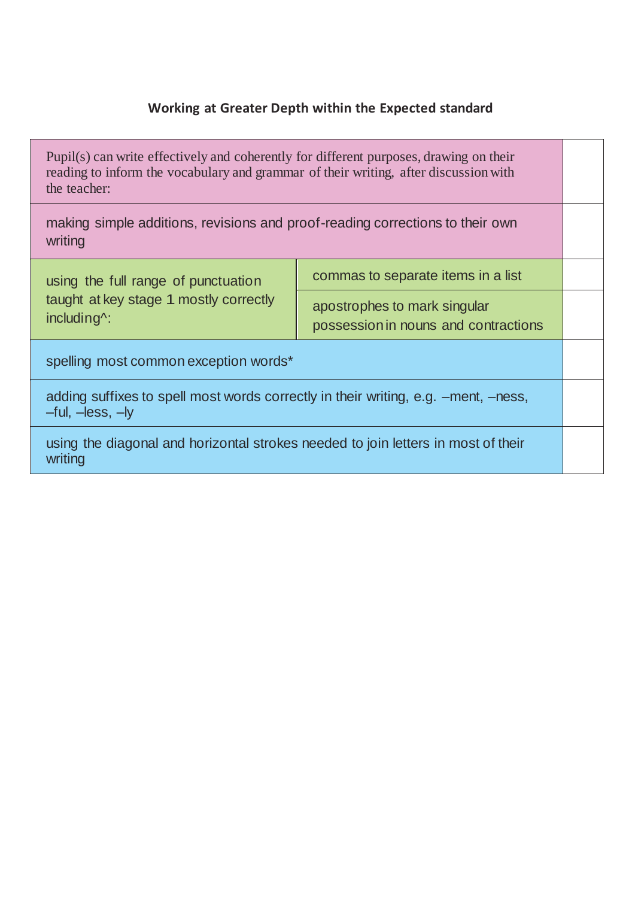### Working at Greater Depth within the Expected standard

| | | |
|---|---|---|
| Pupil(s) can write effectively and coherently for different purposes, drawing on their reading to inform the vocabulary and grammar of their writing, after discussion with the teacher: | | |
| making simple additions, revisions and proof-reading corrections to their own writing | | |
| using the full range of punctuation taught at key stage 1 mostly correctly including^: | commas to separate items in a list | |
| | apostrophes to mark singular possession in nouns and contractions | |
| spelling most common exception words* | | |
| adding suffixes to spell most words correctly in their writing, e.g. –ment, –ness, –ful, –less, –ly | | |
| using the diagonal and horizontal strokes needed to join letters in most of their writing | | |